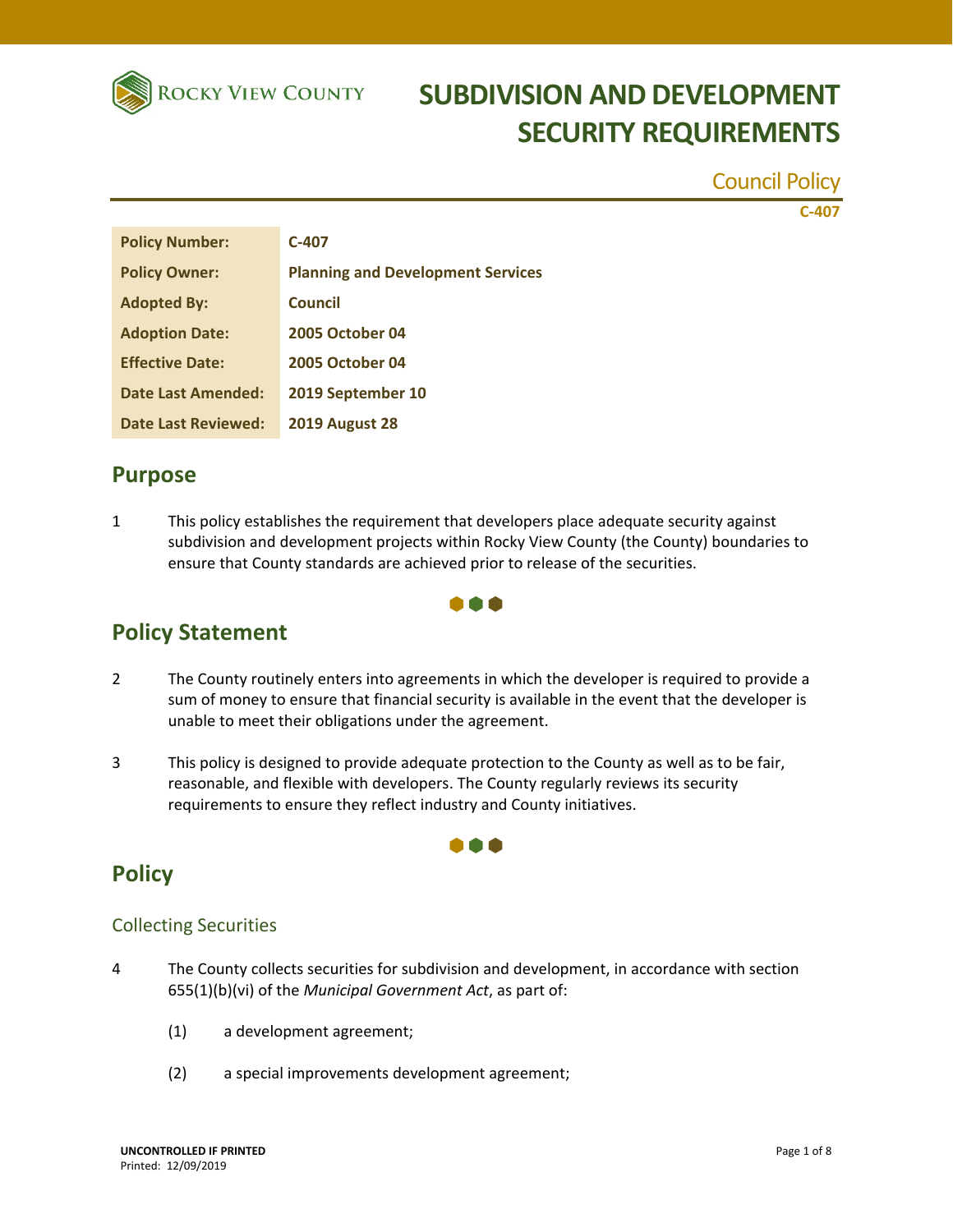# SUBDIVISION AND DEVELOPMENT SECURITY REQUIREMENTS

Council Policy

C-407

| Policy Number: | C-407 |
|---|---|
| Policy Owner: | Planning and Development Services |
| Adopted By: | Council |
| Adoption Date: | 2005 October 04 |
| Effective Date: | 2005 October 04 |
| Date Last Amended: | 2019 September 10 |
| Date Last Reviewed: | 2019 August 28 |

## Purpose

1 This policy establishes the requirement that developers place adequate security against subdivision and development projects within Rocky View County (the County) boundaries to ensure that County standards are achieved prior to release of the securities.

## Policy Statement

2 The County routinely enters into agreements in which the developer is required to provide a sum of money to ensure that financial security is available in the event that the developer is unable to meet their obligations under the agreement.

3 This policy is designed to provide adequate protection to the County as well as to be fair, reasonable, and flexible with developers. The County regularly reviews its security requirements to ensure they reflect industry and County initiatives.

## Policy

### Collecting Securities

4 The County collects securities for subdivision and development, in accordance with section 655(1)(b)(vi) of the *Municipal Government Act*, as part of:

(1) a development agreement;

(2) a special improvements development agreement;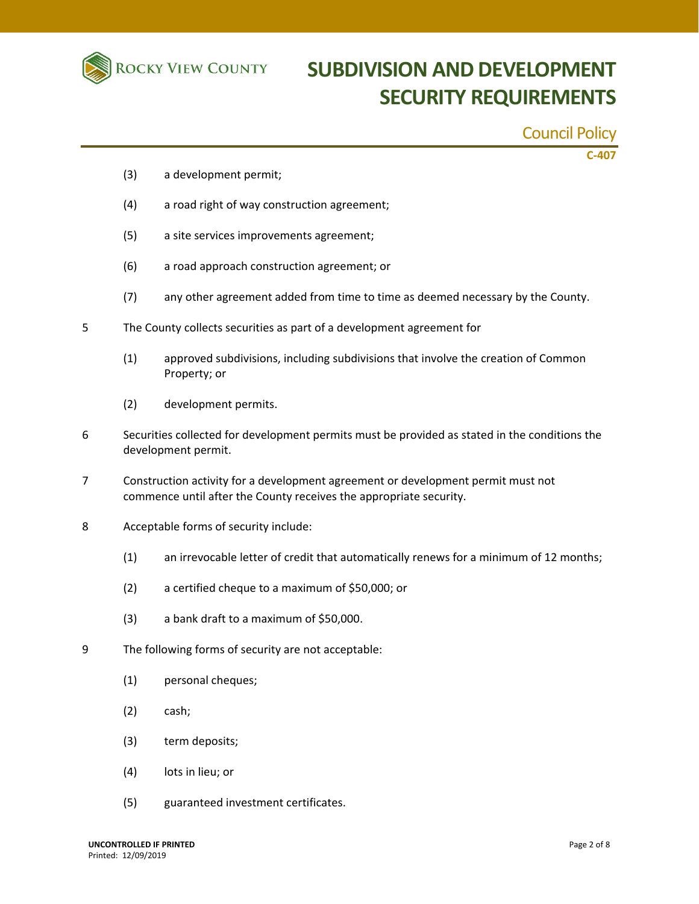(3) a development permit;

(4) a road right of way construction agreement;

(5) a site services improvements agreement;

(6) a road approach construction agreement; or

(7) any other agreement added from time to time as deemed necessary by the County.

5 The County collects securities as part of a development agreement for

(1) approved subdivisions, including subdivisions that involve the creation of Common Property; or

(2) development permits.

6 Securities collected for development permits must be provided as stated in the conditions the development permit.

7 Construction activity for a development agreement or development permit must not commence until after the County receives the appropriate security.

8 Acceptable forms of security include:

(1) an irrevocable letter of credit that automatically renews for a minimum of 12 months;

(2) a certified cheque to a maximum of $50,000; or

(3) a bank draft to a maximum of $50,000.

9 The following forms of security are not acceptable:

(1) personal cheques;

(2) cash;

(3) term deposits;

(4) lots in lieu; or

(5) guaranteed investment certificates.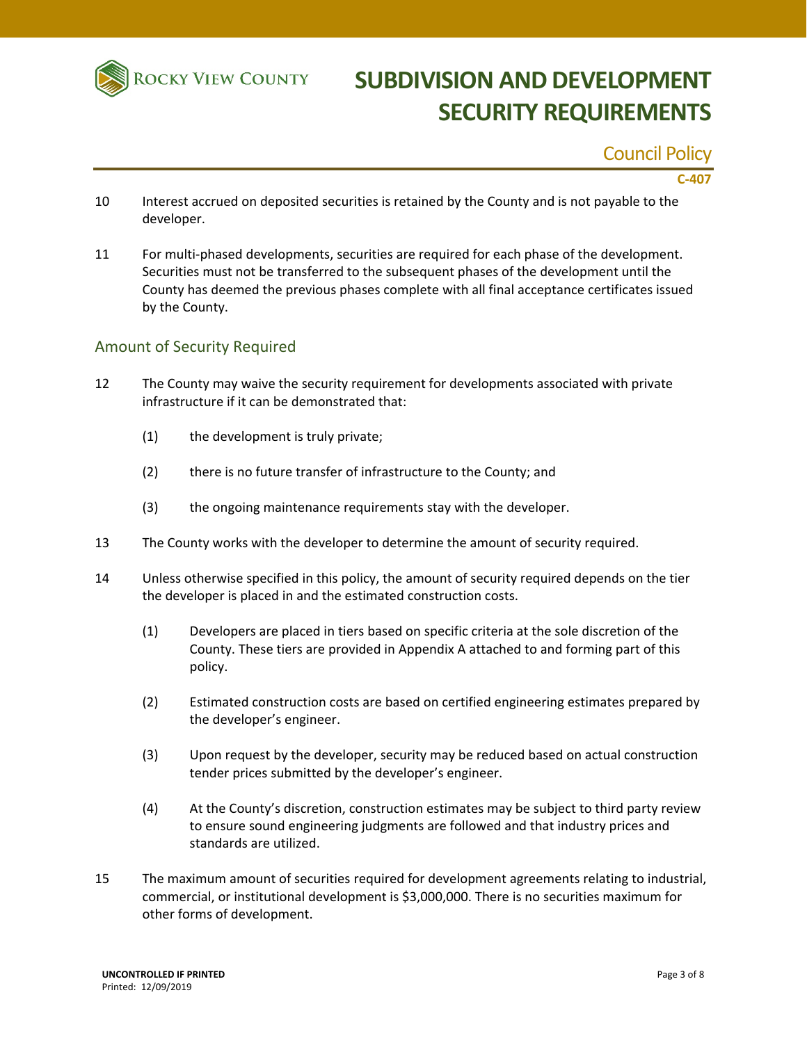10 Interest accrued on deposited securities is retained by the County and is not payable to the developer.

11 For multi-phased developments, securities are required for each phase of the development. Securities must not be transferred to the subsequent phases of the development until the County has deemed the previous phases complete with all final acceptance certificates issued by the County.

## Amount of Security Required

12 The County may waive the security requirement for developments associated with private infrastructure if it can be demonstrated that:

(1) the development is truly private;

(2) there is no future transfer of infrastructure to the County; and

(3) the ongoing maintenance requirements stay with the developer.

13 The County works with the developer to determine the amount of security required.

14 Unless otherwise specified in this policy, the amount of security required depends on the tier the developer is placed in and the estimated construction costs.

(1) Developers are placed in tiers based on specific criteria at the sole discretion of the County. These tiers are provided in Appendix A attached to and forming part of this policy.

(2) Estimated construction costs are based on certified engineering estimates prepared by the developer's engineer.

(3) Upon request by the developer, security may be reduced based on actual construction tender prices submitted by the developer's engineer.

(4) At the County's discretion, construction estimates may be subject to third party review to ensure sound engineering judgments are followed and that industry prices and standards are utilized.

15 The maximum amount of securities required for development agreements relating to industrial, commercial, or institutional development is $3,000,000. There is no securities maximum for other forms of development.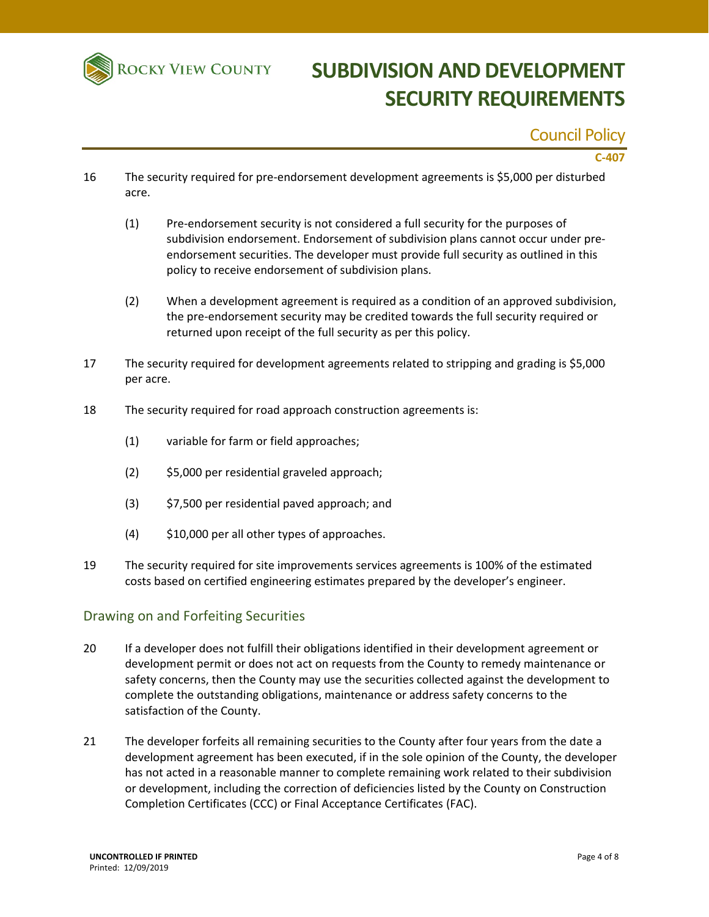16 The security required for pre-endorsement development agreements is $5,000 per disturbed acre.

   (1) Pre-endorsement security is not considered a full security for the purposes of subdivision endorsement. Endorsement of subdivision plans cannot occur under pre-endorsement securities. The developer must provide full security as outlined in this policy to receive endorsement of subdivision plans.

   (2) When a development agreement is required as a condition of an approved subdivision, the pre-endorsement security may be credited towards the full security required or returned upon receipt of the full security as per this policy.

17 The security required for development agreements related to stripping and grading is $5,000 per acre.

18 The security required for road approach construction agreements is:

   (1) variable for farm or field approaches;

   (2) $5,000 per residential graveled approach;

   (3) $7,500 per residential paved approach; and

   (4) $10,000 per all other types of approaches.

19 The security required for site improvements services agreements is 100% of the estimated costs based on certified engineering estimates prepared by the developer's engineer.

## Drawing on and Forfeiting Securities

20 If a developer does not fulfill their obligations identified in their development agreement or development permit or does not act on requests from the County to remedy maintenance or safety concerns, then the County may use the securities collected against the development to complete the outstanding obligations, maintenance or address safety concerns to the satisfaction of the County.

21 The developer forfeits all remaining securities to the County after four years from the date a development agreement has been executed, if in the sole opinion of the County, the developer has not acted in a reasonable manner to complete remaining work related to their subdivision or development, including the correction of deficiencies listed by the County on Construction Completion Certificates (CCC) or Final Acceptance Certificates (FAC).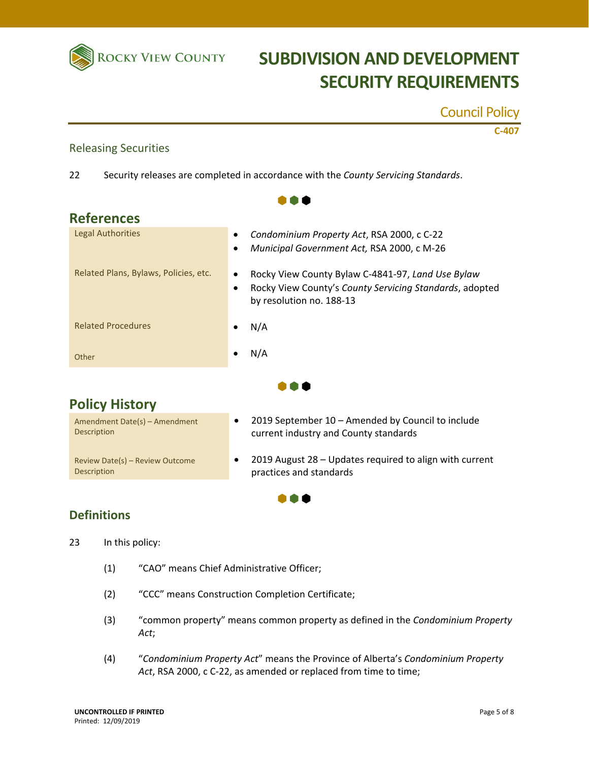### Releasing Securities

22 Security releases are completed in accordance with the *County Servicing Standards*.

## References

| | |
|---|---|
| Legal Authorities | • *Condominium Property Act*, RSA 2000, c C-22<br>• *Municipal Government Act,* RSA 2000, c M-26 |
| Related Plans, Bylaws, Policies, etc. | • Rocky View County Bylaw C-4841-97, *Land Use Bylaw*<br>• Rocky View County's *County Servicing Standards*, adopted by resolution no. 188-13 |
| Related Procedures | • N/A |
| Other | • N/A |

## Policy History

| | |
|---|---|
| Amendment Date(s) – Amendment Description | • 2019 September 10 – Amended by Council to include current industry and County standards |
| Review Date(s) – Review Outcome Description | • 2019 August 28 – Updates required to align with current practices and standards |

## Definitions

23 In this policy:

(1) "CAO" means Chief Administrative Officer;

(2) "CCC" means Construction Completion Certificate;

(3) "common property" means common property as defined in the *Condominium Property Act*;

(4) "*Condominium Property Act*" means the Province of Alberta's *Condominium Property Act*, RSA 2000, c C-22, as amended or replaced from time to time;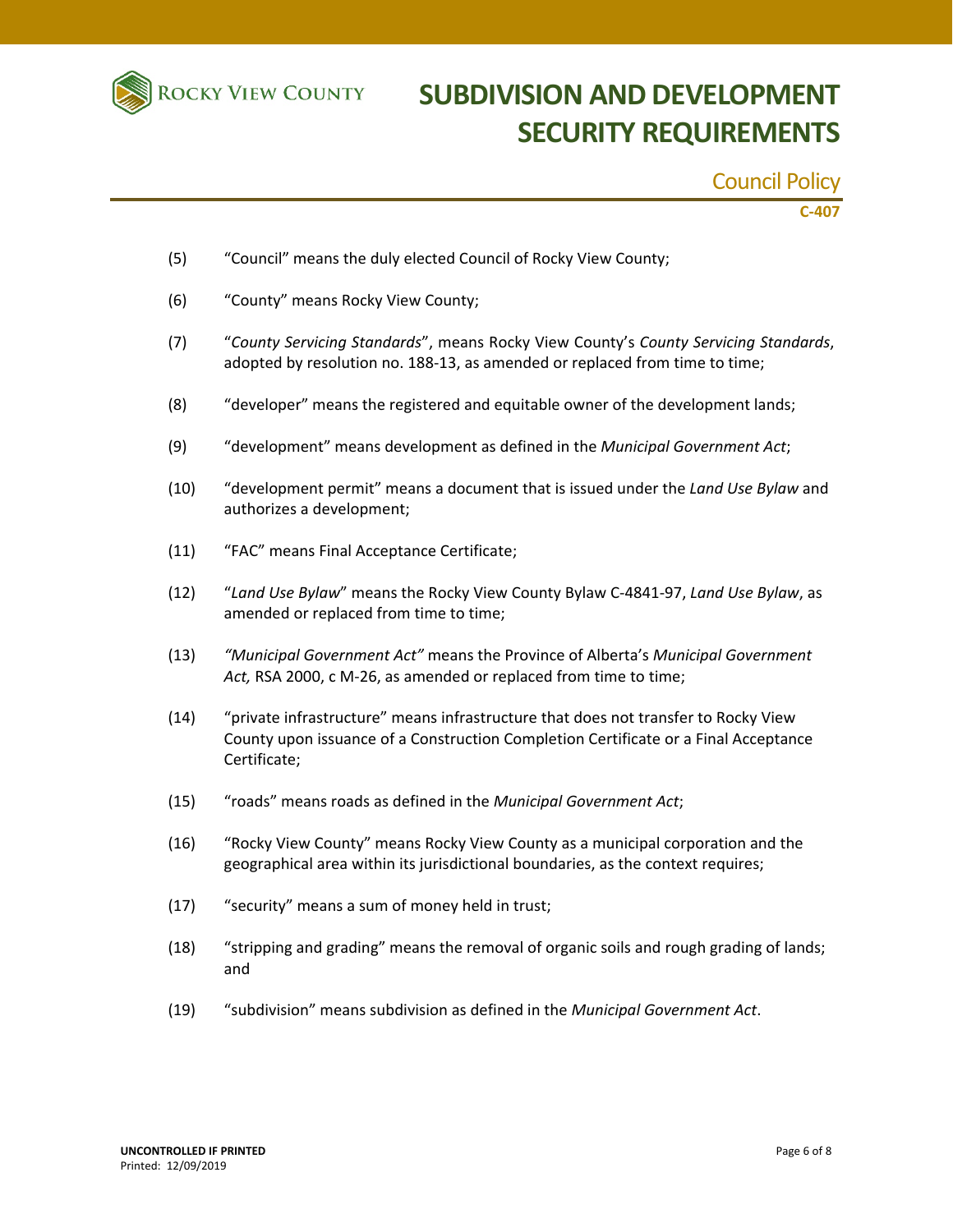(5) "Council" means the duly elected Council of Rocky View County;

(6) "County" means Rocky View County;

(7) "*County Servicing Standards*", means Rocky View County's *County Servicing Standards*, adopted by resolution no. 188-13, as amended or replaced from time to time;

(8) "developer" means the registered and equitable owner of the development lands;

(9) "development" means development as defined in the *Municipal Government Act*;

(10) "development permit" means a document that is issued under the *Land Use Bylaw* and authorizes a development;

(11) "FAC" means Final Acceptance Certificate;

(12) "*Land Use Bylaw*" means the Rocky View County Bylaw C-4841-97, *Land Use Bylaw*, as amended or replaced from time to time;

(13) *"Municipal Government Act"* means the Province of Alberta's *Municipal Government Act,* RSA 2000, c M-26, as amended or replaced from time to time;

(14) "private infrastructure" means infrastructure that does not transfer to Rocky View County upon issuance of a Construction Completion Certificate or a Final Acceptance Certificate;

(15) "roads" means roads as defined in the *Municipal Government Act*;

(16) "Rocky View County" means Rocky View County as a municipal corporation and the geographical area within its jurisdictional boundaries, as the context requires;

(17) "security" means a sum of money held in trust;

(18) "stripping and grading" means the removal of organic soils and rough grading of lands; and

(19) "subdivision" means subdivision as defined in the *Municipal Government Act*.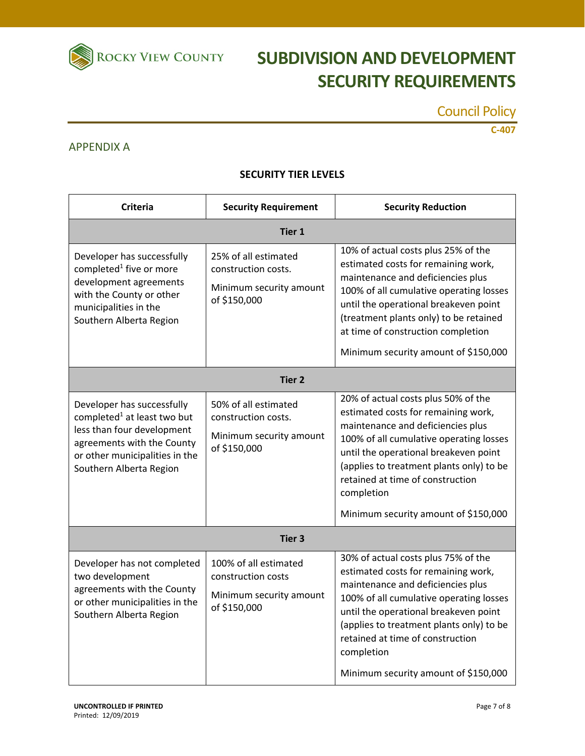## APPENDIX A

### SECURITY TIER LEVELS

| Criteria | Security Requirement | Security Reduction |
|---|---|---|
| **Tier 1** | | |
| Developer has successfully completed[1] five or more development agreements with the County or other municipalities in the Southern Alberta Region | 25% of all estimated construction costs.<br><br>Minimum security amount of $150,000 | 10% of actual costs plus 25% of the estimated costs for remaining work, maintenance and deficiencies plus 100% of all cumulative operating losses until the operational breakeven point (treatment plants only) to be retained at time of construction completion<br><br>Minimum security amount of $150,000 |
| **Tier 2** | | |
| Developer has successfully completed[1] at least two but less than four development agreements with the County or other municipalities in the Southern Alberta Region | 50% of all estimated construction costs.<br><br>Minimum security amount of $150,000 | 20% of actual costs plus 50% of the estimated costs for remaining work, maintenance and deficiencies plus 100% of all cumulative operating losses until the operational breakeven point (applies to treatment plants only) to be retained at time of construction completion<br><br>Minimum security amount of $150,000 |
| **Tier 3** | | |
| Developer has not completed two development agreements with the County or other municipalities in the Southern Alberta Region | 100% of all estimated construction costs<br><br>Minimum security amount of $150,000 | 30% of actual costs plus 75% of the estimated costs for remaining work, maintenance and deficiencies plus 100% of all cumulative operating losses until the operational breakeven point (applies to treatment plants only) to be retained at time of construction completion<br><br>Minimum security amount of $150,000 |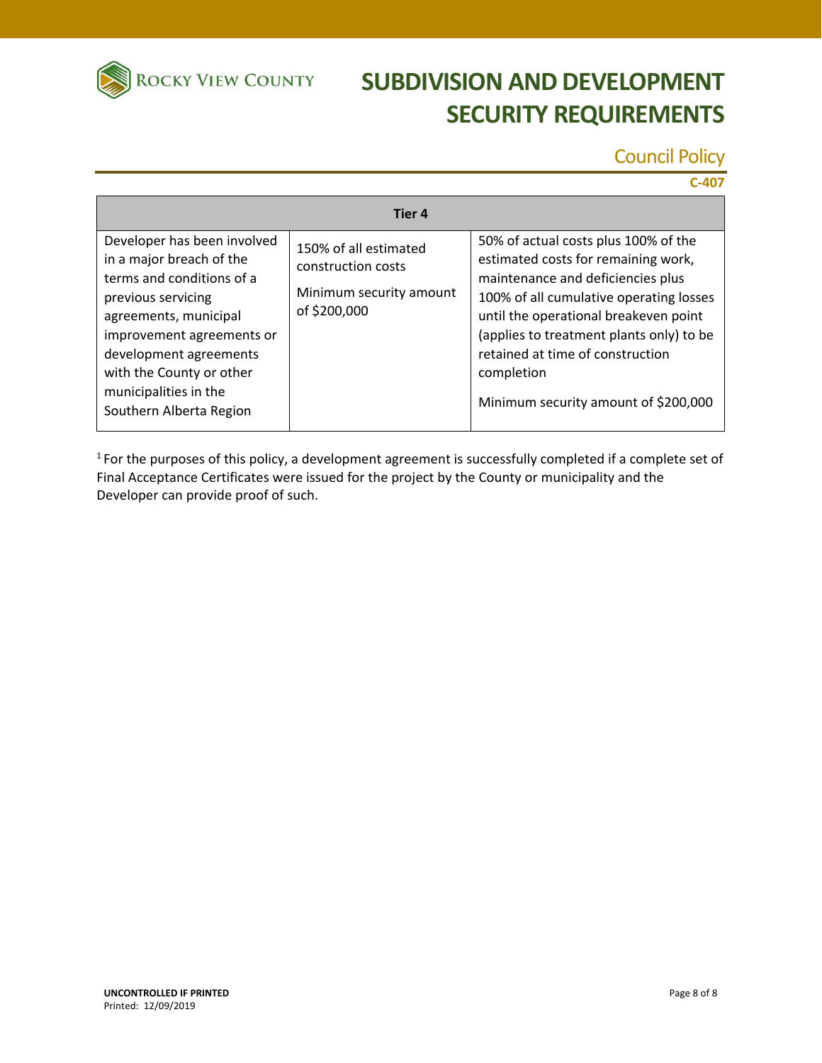| Tier 4 | | |
|---|---|---|
| Developer has been involved in a major breach of the terms and conditions of a previous servicing agreements, municipal improvement agreements or development agreements with the County or other municipalities in the Southern Alberta Region | 150% of all estimated construction costs<br><br>Minimum security amount of $200,000 | 50% of actual costs plus 100% of the estimated costs for remaining work, maintenance and deficiencies plus 100% of all cumulative operating losses until the operational breakeven point (applies to treatment plants only) to be retained at time of construction completion<br><br>Minimum security amount of $200,000 |

[1] For the purposes of this policy, a development agreement is successfully completed if a complete set of Final Acceptance Certificates were issued for the project by the County or municipality and the Developer can provide proof of such.